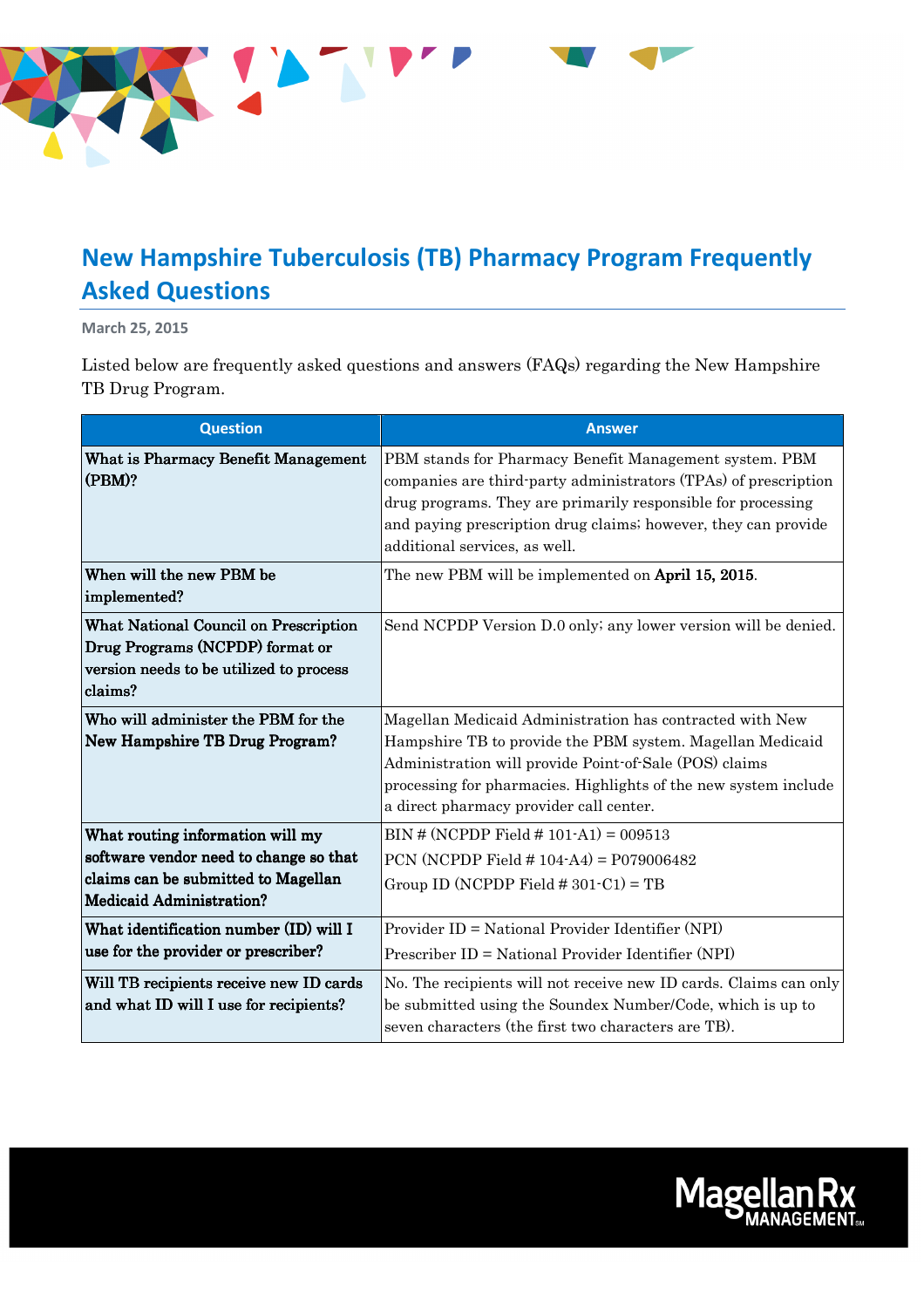# New Hampshire Tuberculosis (TB) Pharmacy Program Frequently Asked Questions

March 25, 2015

Listed below are frequently asked questions and answers (FAQs) regarding the New Hampshire TB Drug Program.

| Question | Answer |
|---|---|
| **What is Pharmacy Benefit Management (PBM)?** | PBM stands for Pharmacy Benefit Management system. PBM companies are third-party administrators (TPAs) of prescription drug programs. They are primarily responsible for processing and paying prescription drug claims; however, they can provide additional services, as well. |
| **When will the new PBM be implemented?** | The new PBM will be implemented on **April 15, 2015**. |
| **What National Council on Prescription Drug Programs (NCPDP) format or version needs to be utilized to process claims?** | Send NCPDP Version D.0 only; any lower version will be denied. |
| **Who will administer the PBM for the New Hampshire TB Drug Program?** | Magellan Medicaid Administration has contracted with New Hampshire TB to provide the PBM system. Magellan Medicaid Administration will provide Point-of-Sale (POS) claims processing for pharmacies. Highlights of the new system include a direct pharmacy provider call center. |
| **What routing information will my software vendor need to change so that claims can be submitted to Magellan Medicaid Administration?** | BIN # (NCPDP Field # 101-A1) = 009513<br>PCN (NCPDP Field # 104-A4) = P079006482<br>Group ID (NCPDP Field # 301-C1) = TB |
| **What identification number (ID) will I use for the provider or prescriber?** | Provider ID = National Provider Identifier (NPI)<br>Prescriber ID = National Provider Identifier (NPI) |
| **Will TB recipients receive new ID cards and what ID will I use for recipients?** | No. The recipients will not receive new ID cards. Claims can only be submitted using the Soundex Number/Code, which is up to seven characters (the first two characters are TB). |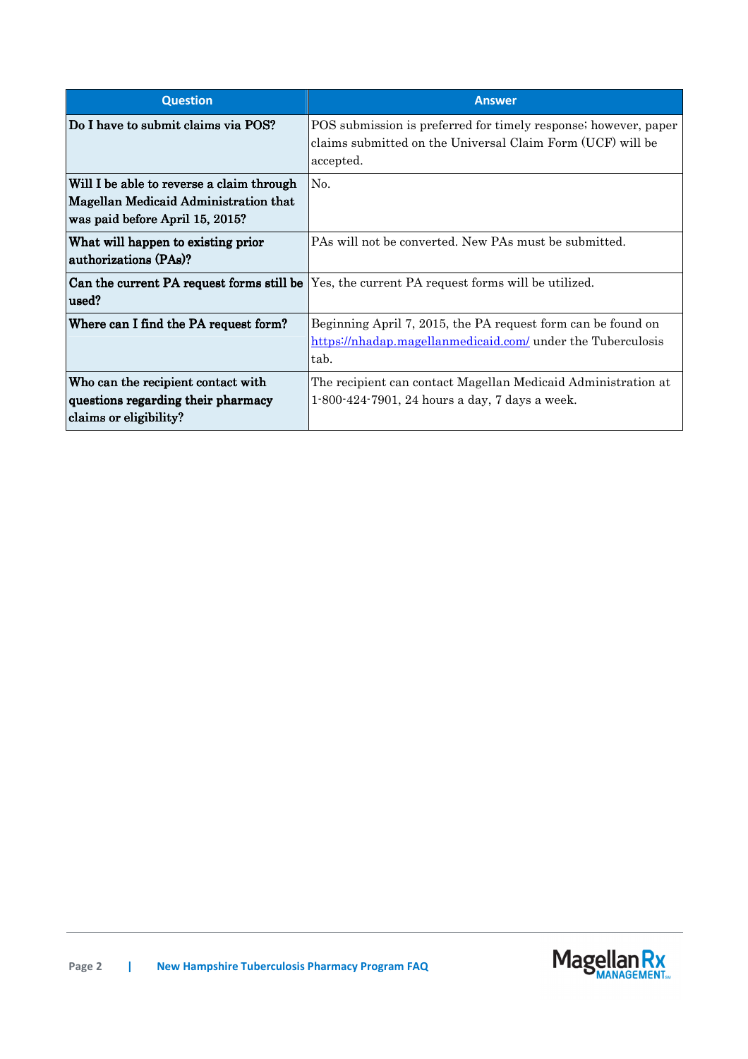| Question | Answer |
| --- | --- |
| **Do I have to submit claims via POS?** | POS submission is preferred for timely response; however, paper claims submitted on the Universal Claim Form (UCF) will be accepted. |
| **Will I be able to reverse a claim through Magellan Medicaid Administration that was paid before April 15, 2015?** | No. |
| **What will happen to existing prior authorizations (PAs)?** | PAs will not be converted. New PAs must be submitted. |
| **Can the current PA request forms still be used?** | Yes, the current PA request forms will be utilized. |
| **Where can I find the PA request form?** | Beginning April 7, 2015, the PA request form can be found on https://nhadap.magellanmedicaid.com/ under the Tuberculosis tab. |
| **Who can the recipient contact with questions regarding their pharmacy claims or eligibility?** | The recipient can contact Magellan Medicaid Administration at 1-800-424-7901, 24 hours a day, 7 days a week. |